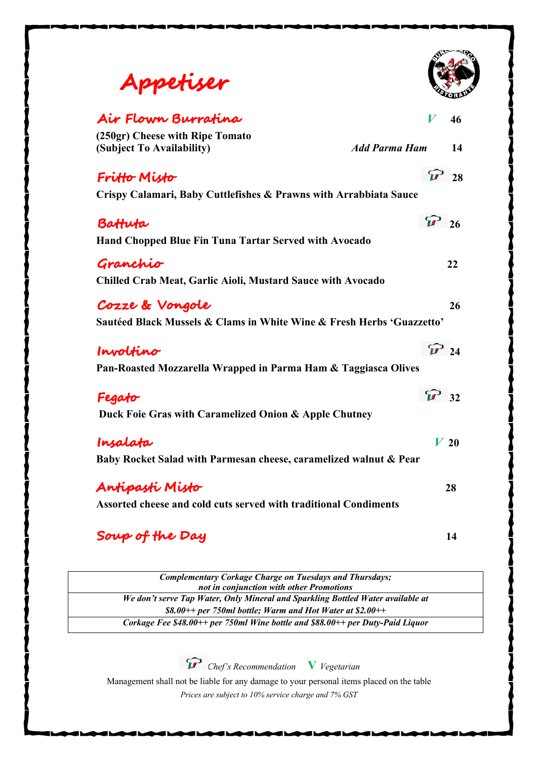# Appetiser

## Air Flown Burratina — *V* 46

(250gr) Cheese with Ripe Tomato
(Subject To Availability) — *Add Parma Ham* 14

## Fritto Misto — 28

Crispy Calamari, Baby Cuttlefishes & Prawns with Arrabbiata Sauce

## Battuta — 26

Hand Chopped Blue Fin Tuna Tartar Served with Avocado

## Granchio — 22

Chilled Crab Meat, Garlic Aioli, Mustard Sauce with Avocado

## Cozze & Vongole — 26

Sautéed Black Mussels & Clams in White Wine & Fresh Herbs 'Guazzetto'

## Involtino — 24

Pan-Roasted Mozzarella Wrapped in Parma Ham & Taggiasca Olives

## Fegato — 32

Duck Foie Gras with Caramelized Onion & Apple Chutney

## Insalata — *V* 20

Baby Rocket Salad with Parmesan cheese, caramelized walnut & Pear

## Antipasti Misto — 28

Assorted cheese and cold cuts served with traditional Condiments

## Soup of the Day — 14

| |
|---|
| *Complementary Corkage Charge on Tuesdays and Thursdays; not in conjunction with other Promotions* |
| *We don't serve Tap Water, Only Mineral and Sparkling Bottled Water available at $8.00++ per 750ml bottle; Warm and Hot Water at $2.00++* |
| *Corkage Fee $48.00++ per 750ml Wine bottle and $88.00++ per Duty-Paid Liquor* |

*Chef's Recommendation* **V** *Vegetarian*

Management shall not be liable for any damage to your personal items placed on the table

*Prices are subject to 10% service charge and 7% GST*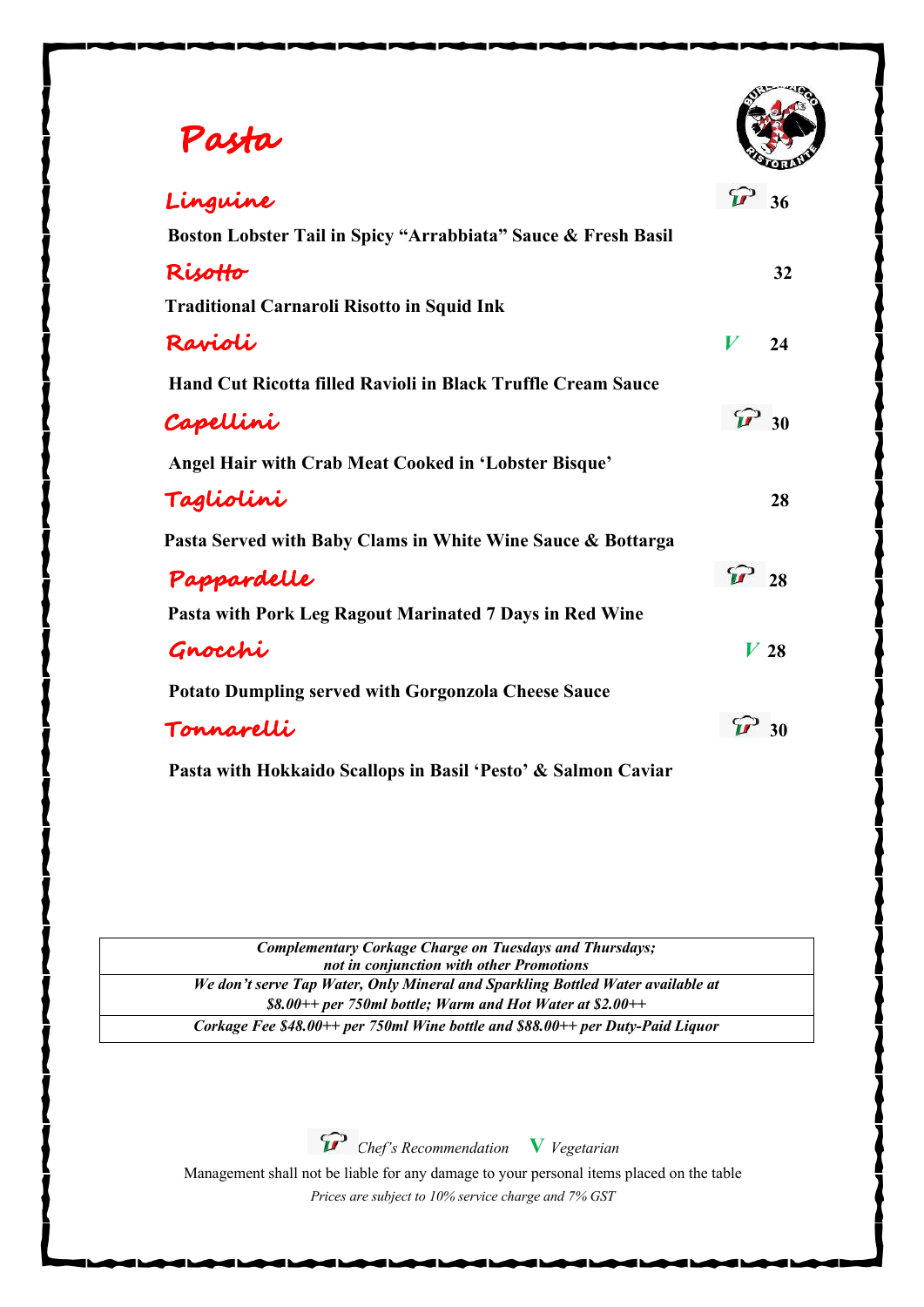# Pasta

## Linguine — 🍝 36

**Boston Lobster Tail in Spicy "Arrabbiata" Sauce & Fresh Basil**

## Risotto — 32

**Traditional Carnaroli Risotto in Squid Ink**

## Ravioli — V 24

**Hand Cut Ricotta filled Ravioli in Black Truffle Cream Sauce**

## Capellini — 🍝 30

**Angel Hair with Crab Meat Cooked in 'Lobster Bisque'**

## Tagliolini — 28

**Pasta Served with Baby Clams in White Wine Sauce & Bottarga**

## Pappardelle — 🍝 28

**Pasta with Pork Leg Ragout Marinated 7 Days in Red Wine**

## Gnocchi — V 28

**Potato Dumpling served with Gorgonzola Cheese Sauce**

## Tonnarelli — 🍝 30

**Pasta with Hokkaido Scallops in Basil 'Pesto' & Salmon Caviar**

| |
|---|
| ***Complementary Corkage Charge on Tuesdays and Thursdays; not in conjunction with other Promotions*** |
| ***We don't serve Tap Water, Only Mineral and Sparkling Bottled Water available at $8.00++ per 750ml bottle; Warm and Hot Water at $2.00++*** |
| ***Corkage Fee $48.00++ per 750ml Wine bottle and $88.00++ per Duty-Paid Liquor*** |

🍝 *Chef's Recommendation* **V** *Vegetarian*

Management shall not be liable for any damage to your personal items placed on the table

*Prices are subject to 10% service charge and 7% GST*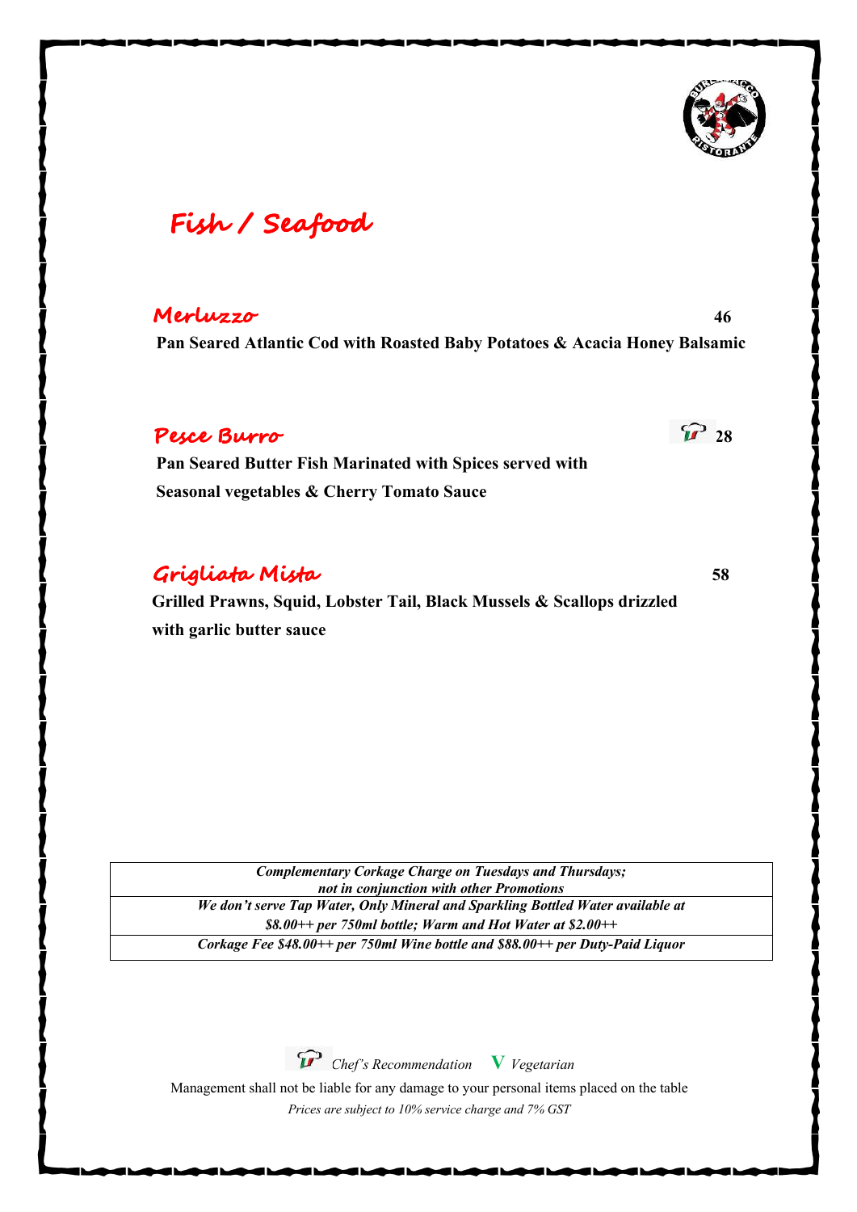# Fish / Seafood

## Merluzzo — 46

**Pan Seared Atlantic Cod with Roasted Baby Potatoes & Acacia Honey Balsamic**

## Pesce Burro — 28

**Pan Seared Butter Fish Marinated with Spices served with Seasonal vegetables & Cherry Tomato Sauce**

## Grigliata Mista — 58

**Grilled Prawns, Squid, Lobster Tail, Black Mussels & Scallops drizzled with garlic butter sauce**

| ***Complementary Corkage Charge on Tuesdays and Thursdays; not in conjunction with other Promotions*** |
| --- |
| ***We don't serve Tap Water, Only Mineral and Sparkling Bottled Water available at $8.00++ per 750ml bottle; Warm and Hot Water at $2.00++*** |
| ***Corkage Fee $48.00++ per 750ml Wine bottle and $88.00++ per Duty-Paid Liquor*** |

*Chef's Recommendation* **V** *Vegetarian*

Management shall not be liable for any damage to your personal items placed on the table

*Prices are subject to 10% service charge and 7% GST*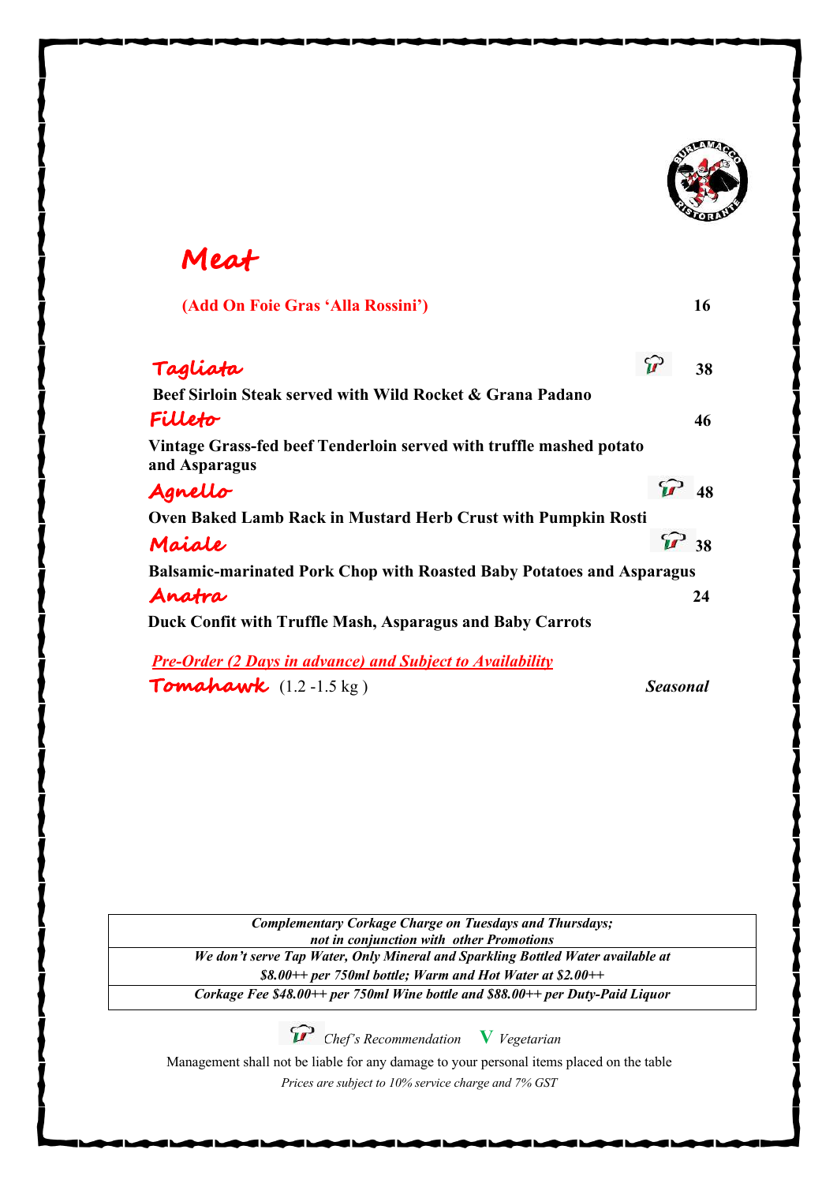# Meat

**(Add On Foie Gras 'Alla Rossini')** 16

## Tagliata — 38

**Beef Sirloin Steak served with Wild Rocket & Grana Padano**

## Filleto — 46

**Vintage Grass-fed beef Tenderloin served with truffle mashed potato and Asparagus**

## Agnello — 48

**Oven Baked Lamb Rack in Mustard Herb Crust with Pumpkin Rosti**

## Maiale — 38

**Balsamic-marinated Pork Chop with Roasted Baby Potatoes and Asparagus**

## Anatra — 24

**Duck Confit with Truffle Mash, Asparagus and Baby Carrots**

*Pre-Order (2 Days in advance) and Subject to Availability*

**Tomahawk** (1.2 -1.5 kg ) — ***Seasonal***

| *Complementary Corkage Charge on Tuesdays and Thursdays; not in conjunction with other Promotions* |
|---|
| *We don't serve Tap Water, Only Mineral and Sparkling Bottled Water available at $8.00++ per 750ml bottle; Warm and Hot Water at $2.00++* |
| *Corkage Fee $48.00++ per 750ml Wine bottle and $88.00++ per Duty-Paid Liquor* |

*Chef's Recommendation* **V** *Vegetarian*

Management shall not be liable for any damage to your personal items placed on the table

*Prices are subject to 10% service charge and 7% GST*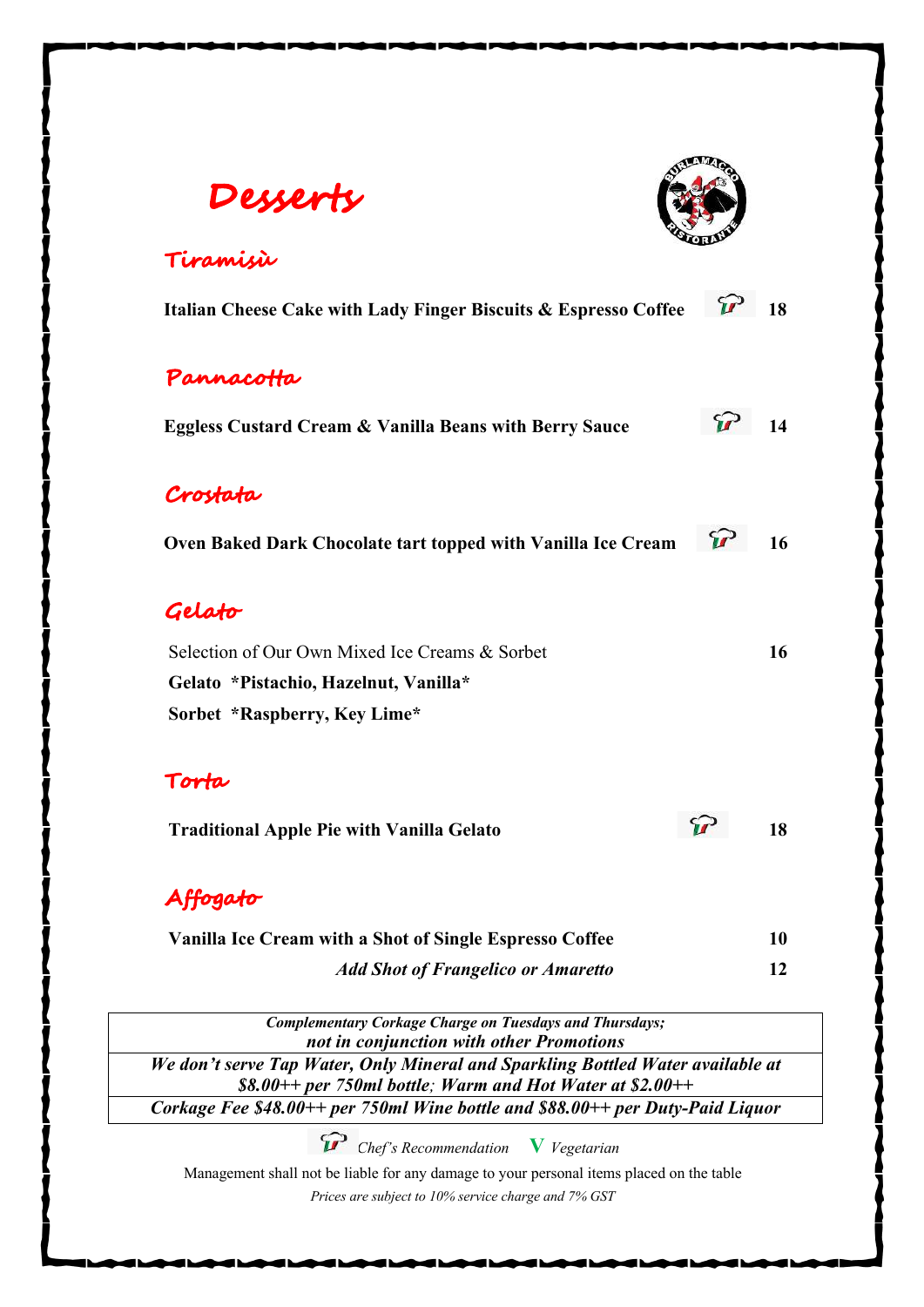# Desserts

## Tiramisù

**Italian Cheese Cake with Lady Finger Biscuits & Espresso Coffee** 18

## Pannacotta

**Eggless Custard Cream & Vanilla Beans with Berry Sauce** 14

## Crostata

**Oven Baked Dark Chocolate tart topped with Vanilla Ice Cream** 16

## Gelato

Selection of Our Own Mixed Ice Creams & Sorbet 16

**Gelato *Pistachio, Hazelnut, Vanilla***

**Sorbet *Raspberry, Key Lime***

## Torta

**Traditional Apple Pie with Vanilla Gelato** 18

## Affogato

**Vanilla Ice Cream with a Shot of Single Espresso Coffee** 10

***Add Shot of Frangelico or Amaretto*** 12

| |
|---|
| ***Complementary Corkage Charge on Tuesdays and Thursdays; not in conjunction with other Promotions*** |
| ***We don't serve Tap Water, Only Mineral and Sparkling Bottled Water available at $8.00++ per 750ml bottle; Warm and Hot Water at $2.00++*** |
| ***Corkage Fee $48.00++ per 750ml Wine bottle and $88.00++ per Duty-Paid Liquor*** |

*Chef's Recommendation* **V** *Vegetarian*

Management shall not be liable for any damage to your personal items placed on the table

*Prices are subject to 10% service charge and 7% GST*